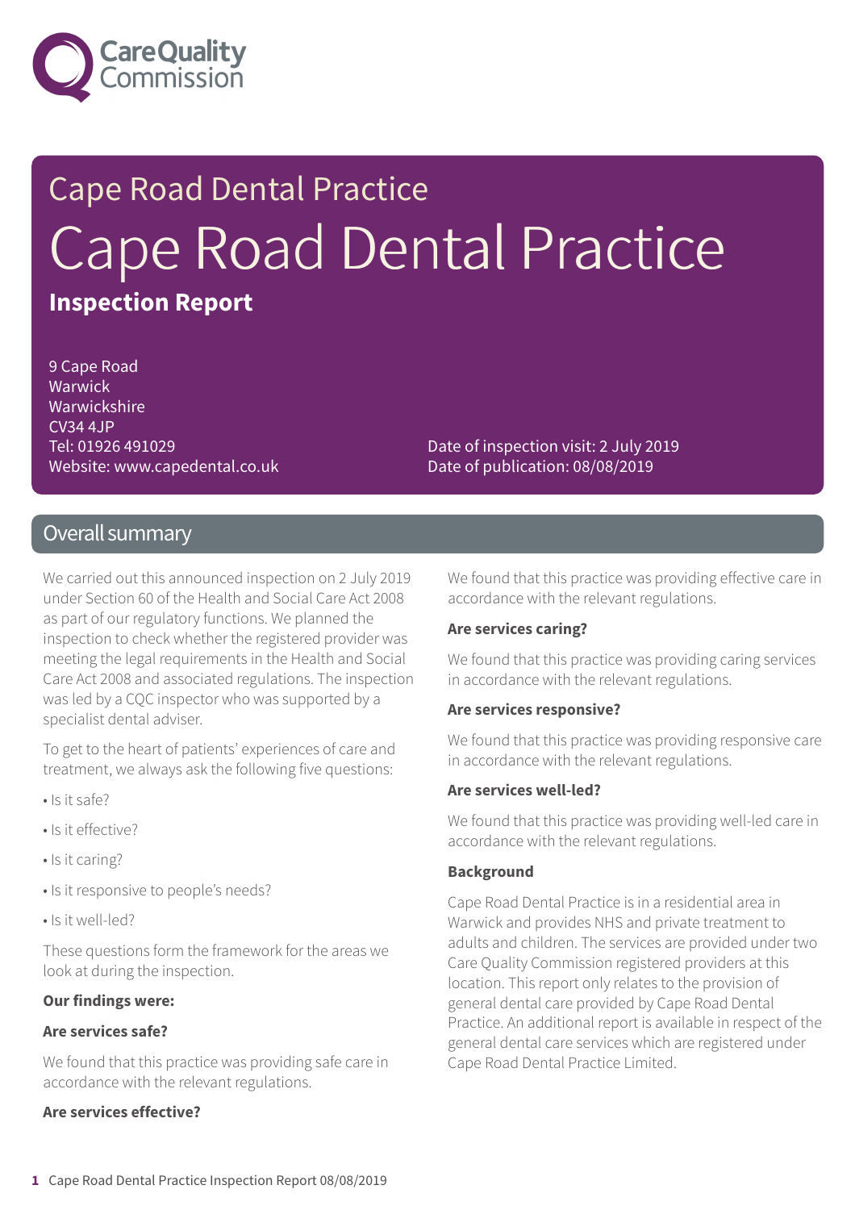Care Quality Commission

# Cape Road Dental Practice

# Cape Road Dental Practice

## Inspection Report

9 Cape Road
Warwick
Warwickshire
CV34 4JP
Tel: 01926 491029
Website: www.capedental.co.uk

Date of inspection visit: 2 July 2019
Date of publication: 08/08/2019

## Overall summary

We carried out this announced inspection on 2 July 2019 under Section 60 of the Health and Social Care Act 2008 as part of our regulatory functions. We planned the inspection to check whether the registered provider was meeting the legal requirements in the Health and Social Care Act 2008 and associated regulations. The inspection was led by a CQC inspector who was supported by a specialist dental adviser.

To get to the heart of patients' experiences of care and treatment, we always ask the following five questions:

- Is it safe?
- Is it effective?
- Is it caring?
- Is it responsive to people's needs?
- Is it well-led?

These questions form the framework for the areas we look at during the inspection.

**Our findings were:**

**Are services safe?**

We found that this practice was providing safe care in accordance with the relevant regulations.

**Are services effective?**

We found that this practice was providing effective care in accordance with the relevant regulations.

**Are services caring?**

We found that this practice was providing caring services in accordance with the relevant regulations.

**Are services responsive?**

We found that this practice was providing responsive care in accordance with the relevant regulations.

**Are services well-led?**

We found that this practice was providing well-led care in accordance with the relevant regulations.

**Background**

Cape Road Dental Practice is in a residential area in Warwick and provides NHS and private treatment to adults and children. The services are provided under two Care Quality Commission registered providers at this location. This report only relates to the provision of general dental care provided by Cape Road Dental Practice. An additional report is available in respect of the general dental care services which are registered under Cape Road Dental Practice Limited.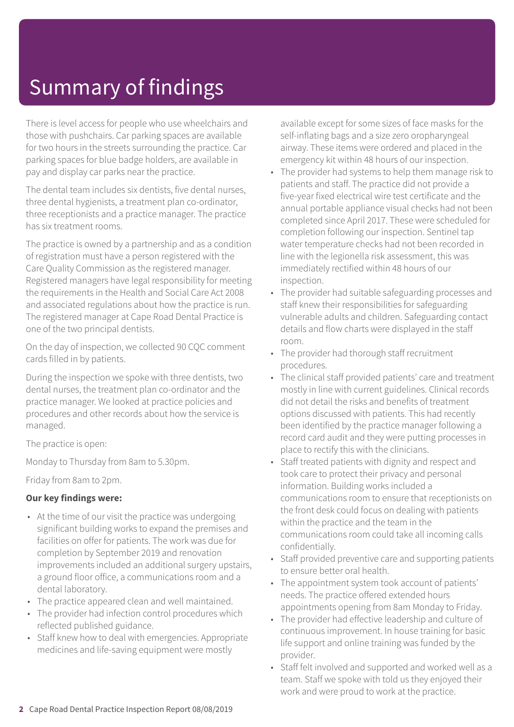# Summary of findings

There is level access for people who use wheelchairs and those with pushchairs. Car parking spaces are available for two hours in the streets surrounding the practice. Car parking spaces for blue badge holders, are available in pay and display car parks near the practice.

The dental team includes six dentists, five dental nurses, three dental hygienists, a treatment plan co-ordinator, three receptionists and a practice manager. The practice has six treatment rooms.

The practice is owned by a partnership and as a condition of registration must have a person registered with the Care Quality Commission as the registered manager. Registered managers have legal responsibility for meeting the requirements in the Health and Social Care Act 2008 and associated regulations about how the practice is run. The registered manager at Cape Road Dental Practice is one of the two principal dentists.

On the day of inspection, we collected 90 CQC comment cards filled in by patients.

During the inspection we spoke with three dentists, two dental nurses, the treatment plan co-ordinator and the practice manager. We looked at practice policies and procedures and other records about how the service is managed.

The practice is open:

Monday to Thursday from 8am to 5.30pm.

Friday from 8am to 2pm.

**Our key findings were:**

- At the time of our visit the practice was undergoing significant building works to expand the premises and facilities on offer for patients. The work was due for completion by September 2019 and renovation improvements included an additional surgery upstairs, a ground floor office, a communications room and a dental laboratory.
- The practice appeared clean and well maintained.
- The provider had infection control procedures which reflected published guidance.
- Staff knew how to deal with emergencies. Appropriate medicines and life-saving equipment were mostly available except for some sizes of face masks for the self-inflating bags and a size zero oropharyngeal airway. These items were ordered and placed in the emergency kit within 48 hours of our inspection.
- The provider had systems to help them manage risk to patients and staff. The practice did not provide a five-year fixed electrical wire test certificate and the annual portable appliance visual checks had not been completed since April 2017. These were scheduled for completion following our inspection. Sentinel tap water temperature checks had not been recorded in line with the legionella risk assessment, this was immediately rectified within 48 hours of our inspection.
- The provider had suitable safeguarding processes and staff knew their responsibilities for safeguarding vulnerable adults and children. Safeguarding contact details and flow charts were displayed in the staff room.
- The provider had thorough staff recruitment procedures.
- The clinical staff provided patients' care and treatment mostly in line with current guidelines. Clinical records did not detail the risks and benefits of treatment options discussed with patients. This had recently been identified by the practice manager following a record card audit and they were putting processes in place to rectify this with the clinicians.
- Staff treated patients with dignity and respect and took care to protect their privacy and personal information. Building works included a communications room to ensure that receptionists on the front desk could focus on dealing with patients within the practice and the team in the communications room could take all incoming calls confidentially.
- Staff provided preventive care and supporting patients to ensure better oral health.
- The appointment system took account of patients' needs. The practice offered extended hours appointments opening from 8am Monday to Friday.
- The provider had effective leadership and culture of continuous improvement. In house training for basic life support and online training was funded by the provider.
- Staff felt involved and supported and worked well as a team. Staff we spoke with told us they enjoyed their work and were proud to work at the practice.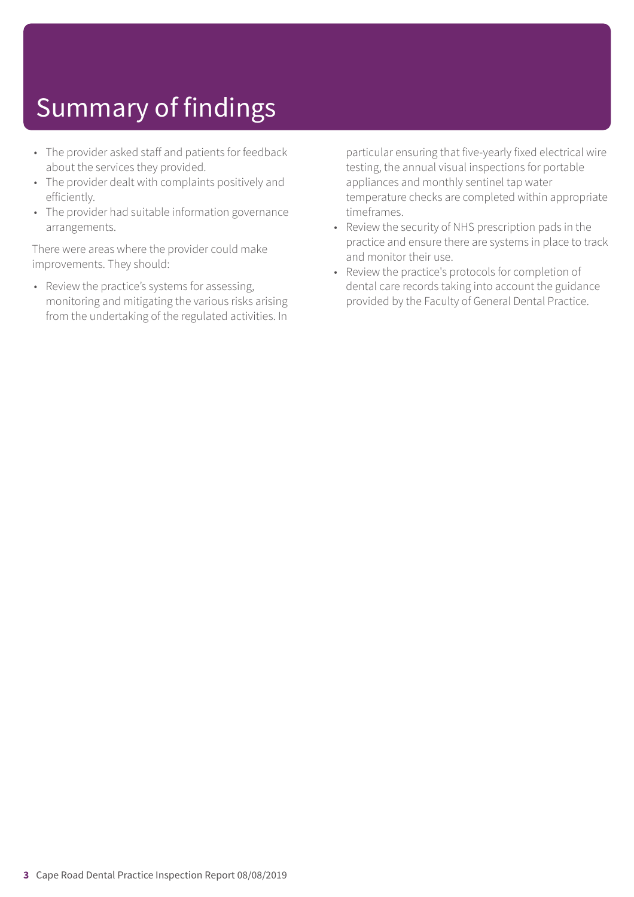# Summary of findings

- The provider asked staff and patients for feedback about the services they provided.
- The provider dealt with complaints positively and efficiently.
- The provider had suitable information governance arrangements.

There were areas where the provider could make improvements. They should:

- Review the practice's systems for assessing, monitoring and mitigating the various risks arising from the undertaking of the regulated activities. In particular ensuring that five-yearly fixed electrical wire testing, the annual visual inspections for portable appliances and monthly sentinel tap water temperature checks are completed within appropriate timeframes.
- Review the security of NHS prescription pads in the practice and ensure there are systems in place to track and monitor their use.
- Review the practice's protocols for completion of dental care records taking into account the guidance provided by the Faculty of General Dental Practice.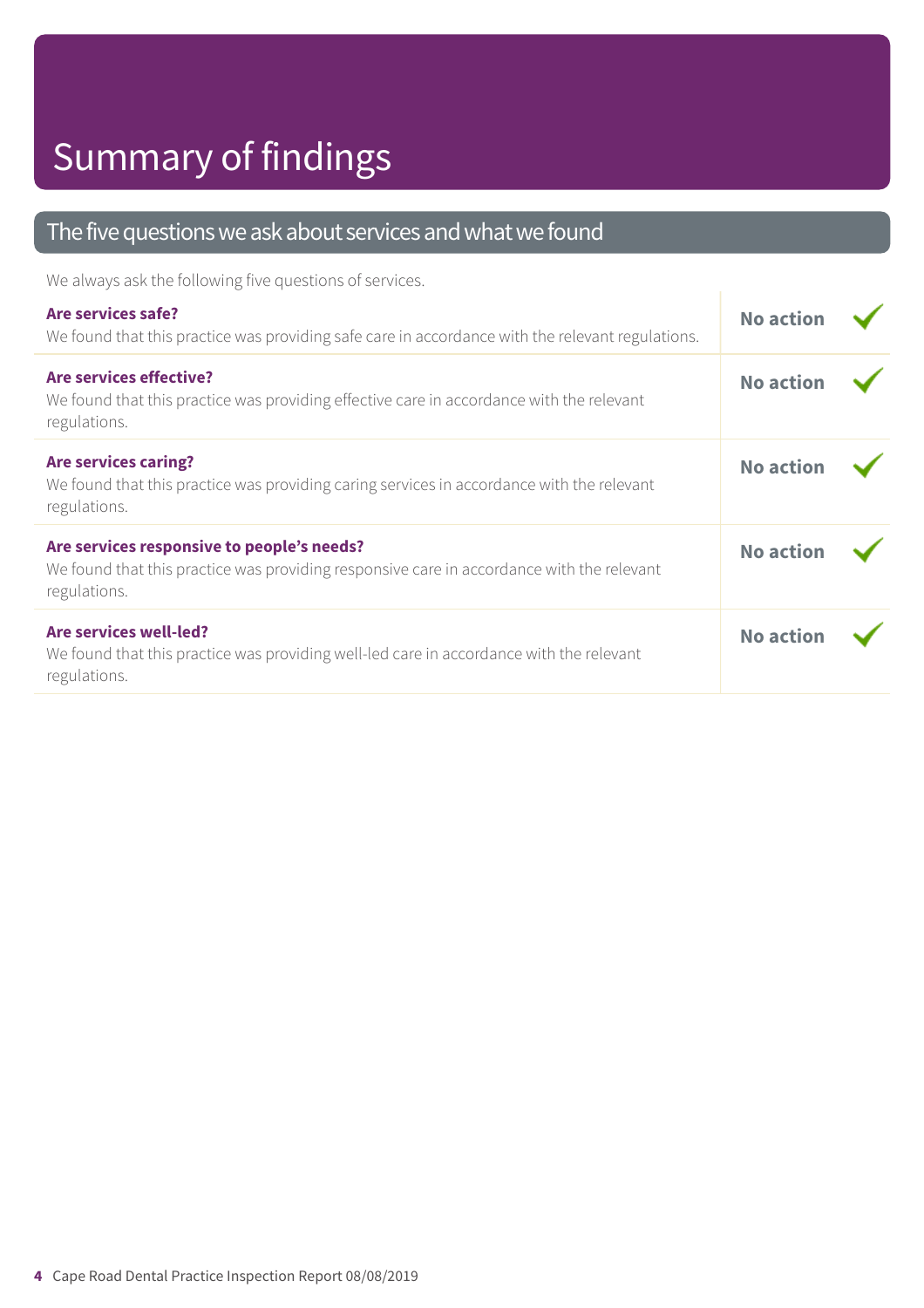# Summary of findings

## The five questions we ask about services and what we found

We always ask the following five questions of services.

| | |
|---|---|
| **Are services safe?**<br>We found that this practice was providing safe care in accordance with the relevant regulations. | **No action** ✓ |
| **Are services effective?**<br>We found that this practice was providing effective care in accordance with the relevant regulations. | **No action** ✓ |
| **Are services caring?**<br>We found that this practice was providing caring services in accordance with the relevant regulations. | **No action** ✓ |
| **Are services responsive to people's needs?**<br>We found that this practice was providing responsive care in accordance with the relevant regulations. | **No action** ✓ |
| **Are services well-led?**<br>We found that this practice was providing well-led care in accordance with the relevant regulations. | **No action** ✓ |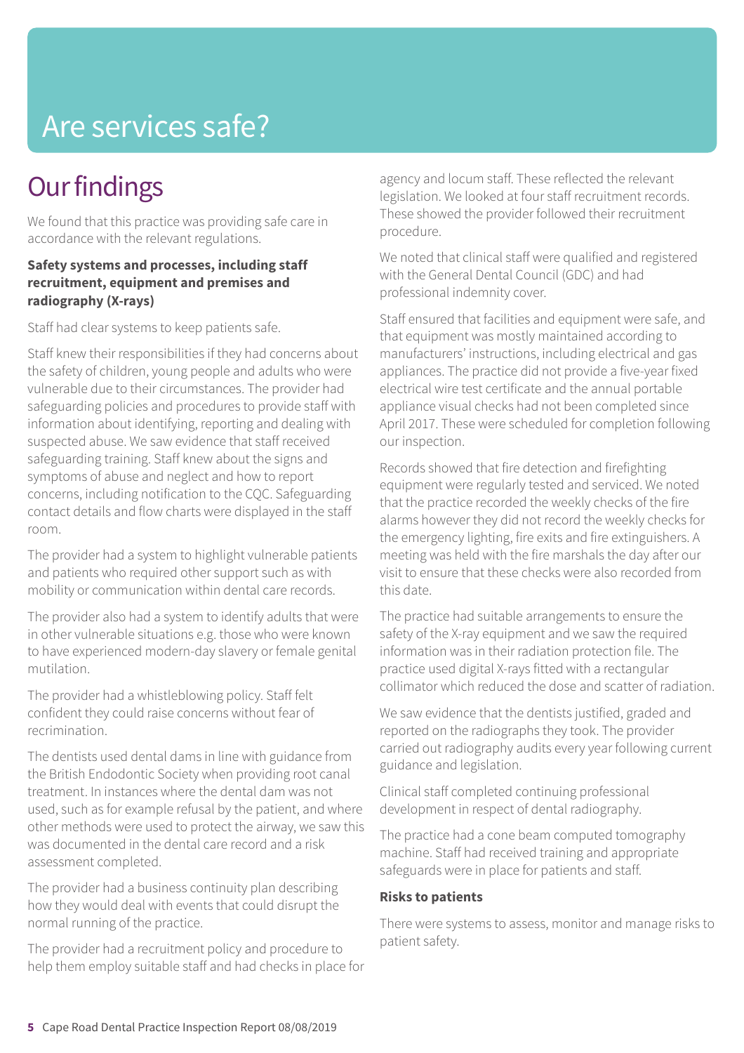# Are services safe?

## Our findings

We found that this practice was providing safe care in accordance with the relevant regulations.

**Safety systems and processes, including staff recruitment, equipment and premises and radiography (X-rays)**

Staff had clear systems to keep patients safe.

Staff knew their responsibilities if they had concerns about the safety of children, young people and adults who were vulnerable due to their circumstances. The provider had safeguarding policies and procedures to provide staff with information about identifying, reporting and dealing with suspected abuse. We saw evidence that staff received safeguarding training. Staff knew about the signs and symptoms of abuse and neglect and how to report concerns, including notification to the CQC. Safeguarding contact details and flow charts were displayed in the staff room.

The provider had a system to highlight vulnerable patients and patients who required other support such as with mobility or communication within dental care records.

The provider also had a system to identify adults that were in other vulnerable situations e.g. those who were known to have experienced modern-day slavery or female genital mutilation.

The provider had a whistleblowing policy. Staff felt confident they could raise concerns without fear of recrimination.

The dentists used dental dams in line with guidance from the British Endodontic Society when providing root canal treatment. In instances where the dental dam was not used, such as for example refusal by the patient, and where other methods were used to protect the airway, we saw this was documented in the dental care record and a risk assessment completed.

The provider had a business continuity plan describing how they would deal with events that could disrupt the normal running of the practice.

The provider had a recruitment policy and procedure to help them employ suitable staff and had checks in place for agency and locum staff. These reflected the relevant legislation. We looked at four staff recruitment records. These showed the provider followed their recruitment procedure.

We noted that clinical staff were qualified and registered with the General Dental Council (GDC) and had professional indemnity cover.

Staff ensured that facilities and equipment were safe, and that equipment was mostly maintained according to manufacturers' instructions, including electrical and gas appliances. The practice did not provide a five-year fixed electrical wire test certificate and the annual portable appliance visual checks had not been completed since April 2017. These were scheduled for completion following our inspection.

Records showed that fire detection and firefighting equipment were regularly tested and serviced. We noted that the practice recorded the weekly checks of the fire alarms however they did not record the weekly checks for the emergency lighting, fire exits and fire extinguishers. A meeting was held with the fire marshals the day after our visit to ensure that these checks were also recorded from this date.

The practice had suitable arrangements to ensure the safety of the X-ray equipment and we saw the required information was in their radiation protection file. The practice used digital X-rays fitted with a rectangular collimator which reduced the dose and scatter of radiation.

We saw evidence that the dentists justified, graded and reported on the radiographs they took. The provider carried out radiography audits every year following current guidance and legislation.

Clinical staff completed continuing professional development in respect of dental radiography.

The practice had a cone beam computed tomography machine. Staff had received training and appropriate safeguards were in place for patients and staff.

**Risks to patients**

There were systems to assess, monitor and manage risks to patient safety.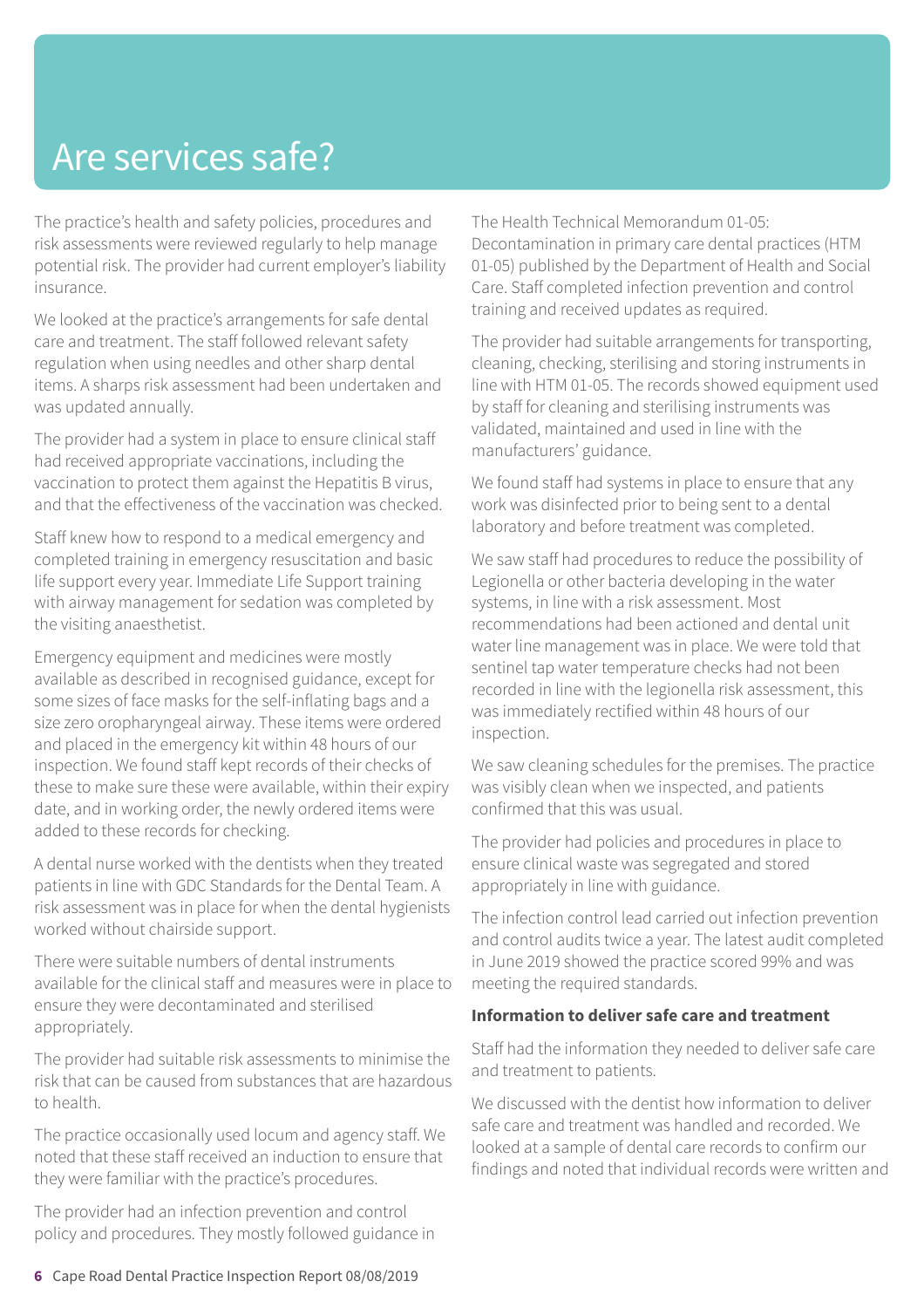# Are services safe?

The practice's health and safety policies, procedures and risk assessments were reviewed regularly to help manage potential risk. The provider had current employer's liability insurance.

We looked at the practice's arrangements for safe dental care and treatment. The staff followed relevant safety regulation when using needles and other sharp dental items. A sharps risk assessment had been undertaken and was updated annually.

The provider had a system in place to ensure clinical staff had received appropriate vaccinations, including the vaccination to protect them against the Hepatitis B virus, and that the effectiveness of the vaccination was checked.

Staff knew how to respond to a medical emergency and completed training in emergency resuscitation and basic life support every year. Immediate Life Support training with airway management for sedation was completed by the visiting anaesthetist.

Emergency equipment and medicines were mostly available as described in recognised guidance, except for some sizes of face masks for the self-inflating bags and a size zero oropharyngeal airway. These items were ordered and placed in the emergency kit within 48 hours of our inspection. We found staff kept records of their checks of these to make sure these were available, within their expiry date, and in working order, the newly ordered items were added to these records for checking.

A dental nurse worked with the dentists when they treated patients in line with GDC Standards for the Dental Team. A risk assessment was in place for when the dental hygienists worked without chairside support.

There were suitable numbers of dental instruments available for the clinical staff and measures were in place to ensure they were decontaminated and sterilised appropriately.

The provider had suitable risk assessments to minimise the risk that can be caused from substances that are hazardous to health.

The practice occasionally used locum and agency staff. We noted that these staff received an induction to ensure that they were familiar with the practice's procedures.

The provider had an infection prevention and control policy and procedures. They mostly followed guidance in The Health Technical Memorandum 01-05: Decontamination in primary care dental practices (HTM 01-05) published by the Department of Health and Social Care. Staff completed infection prevention and control training and received updates as required.

The provider had suitable arrangements for transporting, cleaning, checking, sterilising and storing instruments in line with HTM 01-05. The records showed equipment used by staff for cleaning and sterilising instruments was validated, maintained and used in line with the manufacturers' guidance.

We found staff had systems in place to ensure that any work was disinfected prior to being sent to a dental laboratory and before treatment was completed.

We saw staff had procedures to reduce the possibility of Legionella or other bacteria developing in the water systems, in line with a risk assessment. Most recommendations had been actioned and dental unit water line management was in place. We were told that sentinel tap water temperature checks had not been recorded in line with the legionella risk assessment, this was immediately rectified within 48 hours of our inspection.

We saw cleaning schedules for the premises. The practice was visibly clean when we inspected, and patients confirmed that this was usual.

The provider had policies and procedures in place to ensure clinical waste was segregated and stored appropriately in line with guidance.

The infection control lead carried out infection prevention and control audits twice a year. The latest audit completed in June 2019 showed the practice scored 99% and was meeting the required standards.

**Information to deliver safe care and treatment**

Staff had the information they needed to deliver safe care and treatment to patients.

We discussed with the dentist how information to deliver safe care and treatment was handled and recorded. We looked at a sample of dental care records to confirm our findings and noted that individual records were written and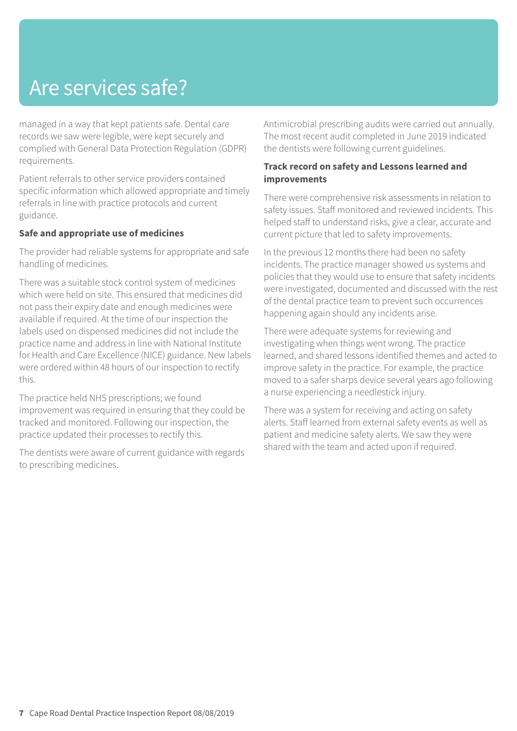# Are services safe?

managed in a way that kept patients safe. Dental care records we saw were legible, were kept securely and complied with General Data Protection Regulation (GDPR) requirements.

Patient referrals to other service providers contained specific information which allowed appropriate and timely referrals in line with practice protocols and current guidance.

**Safe and appropriate use of medicines**

The provider had reliable systems for appropriate and safe handling of medicines.

There was a suitable stock control system of medicines which were held on site. This ensured that medicines did not pass their expiry date and enough medicines were available if required. At the time of our inspection the labels used on dispensed medicines did not include the practice name and address in line with National Institute for Health and Care Excellence (NICE) guidance. New labels were ordered within 48 hours of our inspection to rectify this.

The practice held NHS prescriptions; we found improvement was required in ensuring that they could be tracked and monitored. Following our inspection, the practice updated their processes to rectify this.

The dentists were aware of current guidance with regards to prescribing medicines.

Antimicrobial prescribing audits were carried out annually. The most recent audit completed in June 2019 indicated the dentists were following current guidelines.

**Track record on safety and Lessons learned and improvements**

There were comprehensive risk assessments in relation to safety issues. Staff monitored and reviewed incidents. This helped staff to understand risks, give a clear, accurate and current picture that led to safety improvements.

In the previous 12 months there had been no safety incidents. The practice manager showed us systems and policies that they would use to ensure that safety incidents were investigated, documented and discussed with the rest of the dental practice team to prevent such occurrences happening again should any incidents arise.

There were adequate systems for reviewing and investigating when things went wrong. The practice learned, and shared lessons identified themes and acted to improve safety in the practice. For example, the practice moved to a safer sharps device several years ago following a nurse experiencing a needlestick injury.

There was a system for receiving and acting on safety alerts. Staff learned from external safety events as well as patient and medicine safety alerts. We saw they were shared with the team and acted upon if required.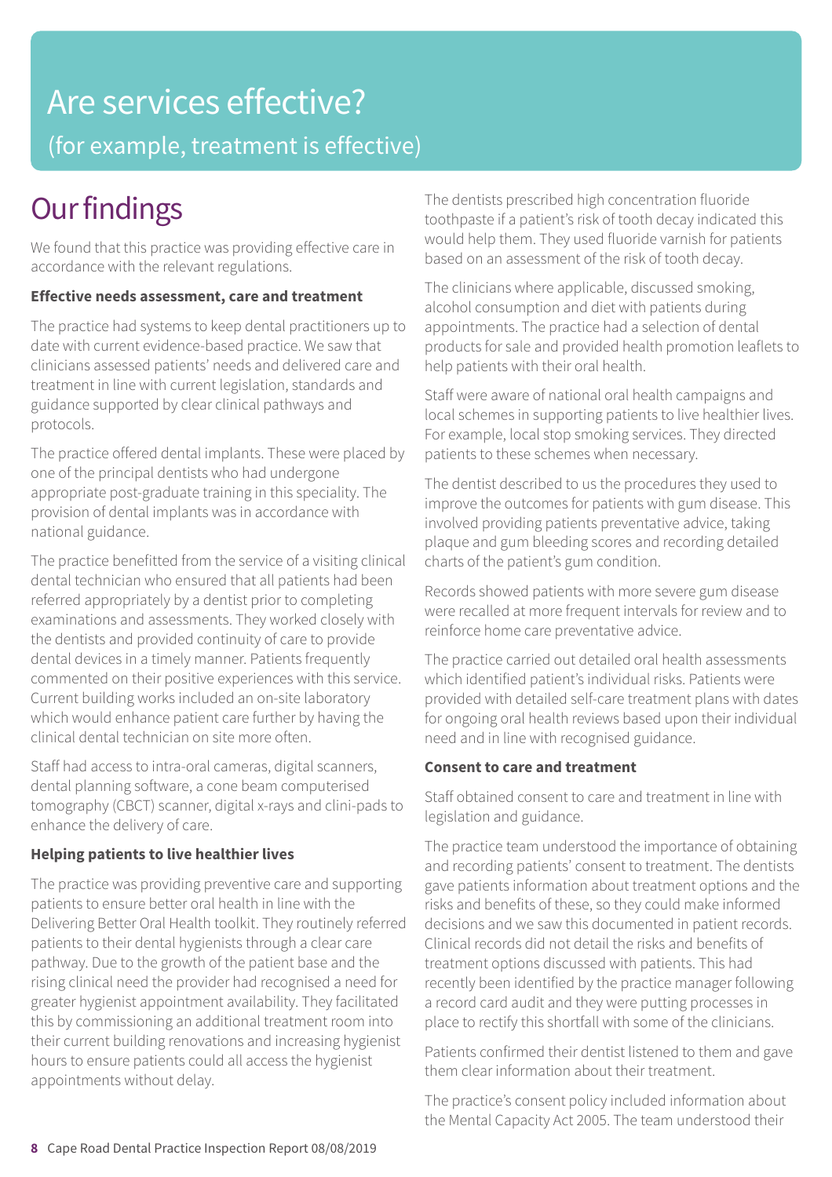# Are services effective?

(for example, treatment is effective)

## Our findings

We found that this practice was providing effective care in accordance with the relevant regulations.

**Effective needs assessment, care and treatment**

The practice had systems to keep dental practitioners up to date with current evidence-based practice. We saw that clinicians assessed patients' needs and delivered care and treatment in line with current legislation, standards and guidance supported by clear clinical pathways and protocols.

The practice offered dental implants. These were placed by one of the principal dentists who had undergone appropriate post-graduate training in this speciality. The provision of dental implants was in accordance with national guidance.

The practice benefitted from the service of a visiting clinical dental technician who ensured that all patients had been referred appropriately by a dentist prior to completing examinations and assessments. They worked closely with the dentists and provided continuity of care to provide dental devices in a timely manner. Patients frequently commented on their positive experiences with this service. Current building works included an on-site laboratory which would enhance patient care further by having the clinical dental technician on site more often.

Staff had access to intra-oral cameras, digital scanners, dental planning software, a cone beam computerised tomography (CBCT) scanner, digital x-rays and clini-pads to enhance the delivery of care.

**Helping patients to live healthier lives**

The practice was providing preventive care and supporting patients to ensure better oral health in line with the Delivering Better Oral Health toolkit. They routinely referred patients to their dental hygienists through a clear care pathway. Due to the growth of the patient base and the rising clinical need the provider had recognised a need for greater hygienist appointment availability. They facilitated this by commissioning an additional treatment room into their current building renovations and increasing hygienist hours to ensure patients could all access the hygienist appointments without delay.

The dentists prescribed high concentration fluoride toothpaste if a patient's risk of tooth decay indicated this would help them. They used fluoride varnish for patients based on an assessment of the risk of tooth decay.

The clinicians where applicable, discussed smoking, alcohol consumption and diet with patients during appointments. The practice had a selection of dental products for sale and provided health promotion leaflets to help patients with their oral health.

Staff were aware of national oral health campaigns and local schemes in supporting patients to live healthier lives. For example, local stop smoking services. They directed patients to these schemes when necessary.

The dentist described to us the procedures they used to improve the outcomes for patients with gum disease. This involved providing patients preventative advice, taking plaque and gum bleeding scores and recording detailed charts of the patient's gum condition.

Records showed patients with more severe gum disease were recalled at more frequent intervals for review and to reinforce home care preventative advice.

The practice carried out detailed oral health assessments which identified patient's individual risks. Patients were provided with detailed self-care treatment plans with dates for ongoing oral health reviews based upon their individual need and in line with recognised guidance.

**Consent to care and treatment**

Staff obtained consent to care and treatment in line with legislation and guidance.

The practice team understood the importance of obtaining and recording patients' consent to treatment. The dentists gave patients information about treatment options and the risks and benefits of these, so they could make informed decisions and we saw this documented in patient records. Clinical records did not detail the risks and benefits of treatment options discussed with patients. This had recently been identified by the practice manager following a record card audit and they were putting processes in place to rectify this shortfall with some of the clinicians.

Patients confirmed their dentist listened to them and gave them clear information about their treatment.

The practice's consent policy included information about the Mental Capacity Act 2005. The team understood their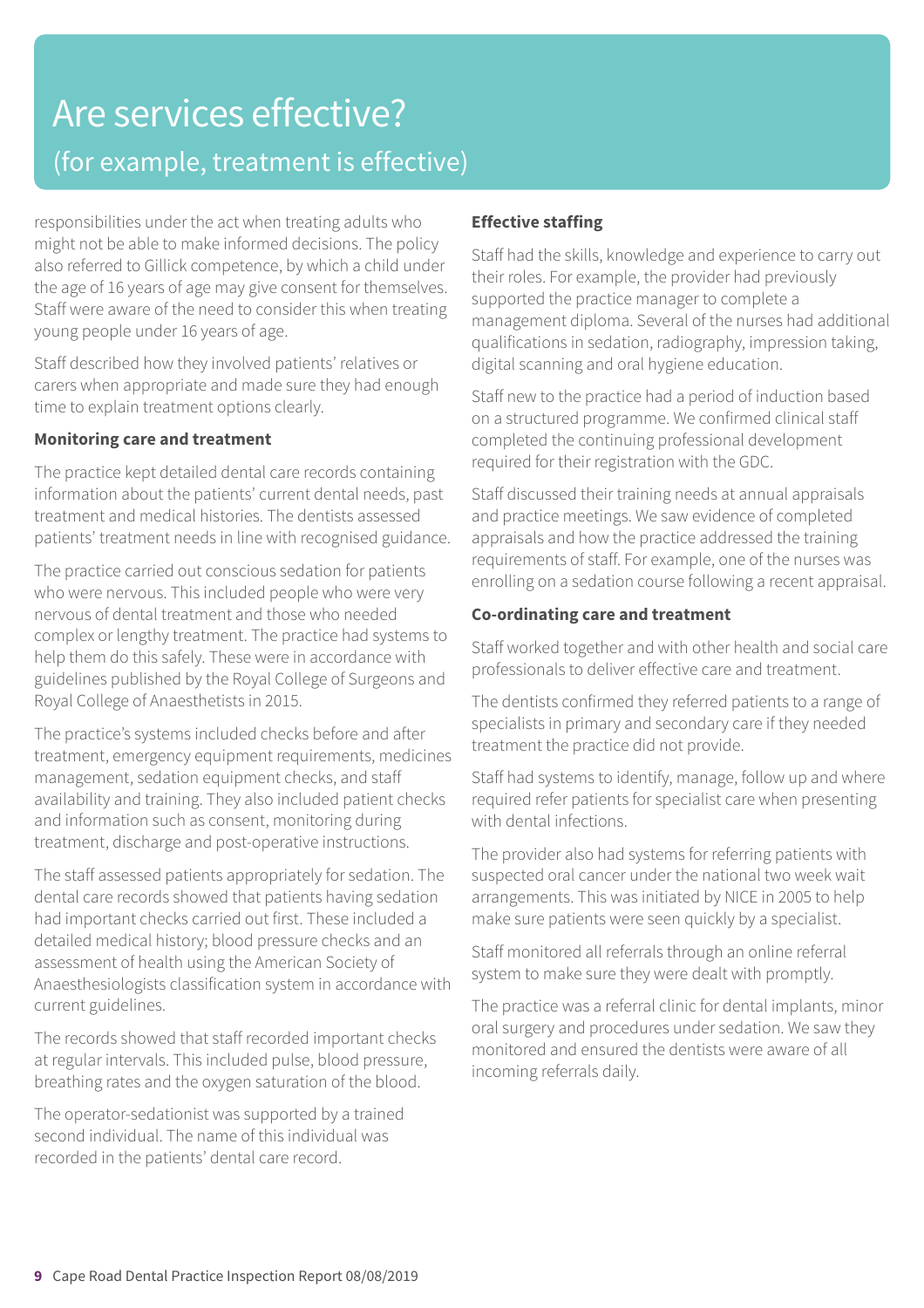# Are services effective?

## (for example, treatment is effective)

responsibilities under the act when treating adults who might not be able to make informed decisions. The policy also referred to Gillick competence, by which a child under the age of 16 years of age may give consent for themselves. Staff were aware of the need to consider this when treating young people under 16 years of age.

Staff described how they involved patients' relatives or carers when appropriate and made sure they had enough time to explain treatment options clearly.

**Monitoring care and treatment**

The practice kept detailed dental care records containing information about the patients' current dental needs, past treatment and medical histories. The dentists assessed patients' treatment needs in line with recognised guidance.

The practice carried out conscious sedation for patients who were nervous. This included people who were very nervous of dental treatment and those who needed complex or lengthy treatment. The practice had systems to help them do this safely. These were in accordance with guidelines published by the Royal College of Surgeons and Royal College of Anaesthetists in 2015.

The practice's systems included checks before and after treatment, emergency equipment requirements, medicines management, sedation equipment checks, and staff availability and training. They also included patient checks and information such as consent, monitoring during treatment, discharge and post-operative instructions.

The staff assessed patients appropriately for sedation. The dental care records showed that patients having sedation had important checks carried out first. These included a detailed medical history; blood pressure checks and an assessment of health using the American Society of Anaesthesiologists classification system in accordance with current guidelines.

The records showed that staff recorded important checks at regular intervals. This included pulse, blood pressure, breathing rates and the oxygen saturation of the blood.

The operator-sedationist was supported by a trained second individual. The name of this individual was recorded in the patients' dental care record.

**Effective staffing**

Staff had the skills, knowledge and experience to carry out their roles. For example, the provider had previously supported the practice manager to complete a management diploma. Several of the nurses had additional qualifications in sedation, radiography, impression taking, digital scanning and oral hygiene education.

Staff new to the practice had a period of induction based on a structured programme. We confirmed clinical staff completed the continuing professional development required for their registration with the GDC.

Staff discussed their training needs at annual appraisals and practice meetings. We saw evidence of completed appraisals and how the practice addressed the training requirements of staff. For example, one of the nurses was enrolling on a sedation course following a recent appraisal.

**Co-ordinating care and treatment**

Staff worked together and with other health and social care professionals to deliver effective care and treatment.

The dentists confirmed they referred patients to a range of specialists in primary and secondary care if they needed treatment the practice did not provide.

Staff had systems to identify, manage, follow up and where required refer patients for specialist care when presenting with dental infections.

The provider also had systems for referring patients with suspected oral cancer under the national two week wait arrangements. This was initiated by NICE in 2005 to help make sure patients were seen quickly by a specialist.

Staff monitored all referrals through an online referral system to make sure they were dealt with promptly.

The practice was a referral clinic for dental implants, minor oral surgery and procedures under sedation. We saw they monitored and ensured the dentists were aware of all incoming referrals daily.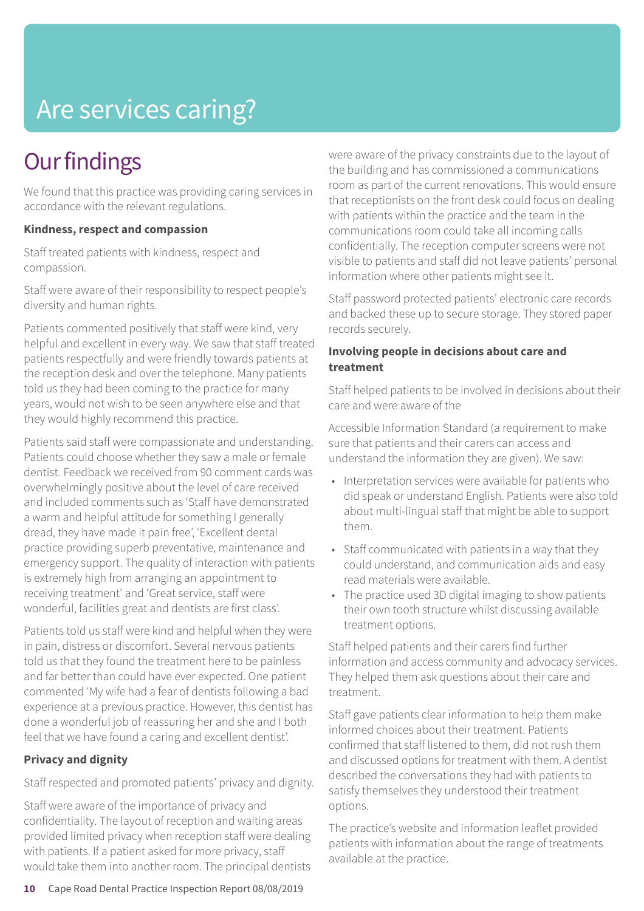# Are services caring?

## Our findings

We found that this practice was providing caring services in accordance with the relevant regulations.

**Kindness, respect and compassion**

Staff treated patients with kindness, respect and compassion.

Staff were aware of their responsibility to respect people's diversity and human rights.

Patients commented positively that staff were kind, very helpful and excellent in every way. We saw that staff treated patients respectfully and were friendly towards patients at the reception desk and over the telephone. Many patients told us they had been coming to the practice for many years, would not wish to be seen anywhere else and that they would highly recommend this practice.

Patients said staff were compassionate and understanding. Patients could choose whether they saw a male or female dentist. Feedback we received from 90 comment cards was overwhelmingly positive about the level of care received and included comments such as 'Staff have demonstrated a warm and helpful attitude for something I generally dread, they have made it pain free', 'Excellent dental practice providing superb preventative, maintenance and emergency support. The quality of interaction with patients is extremely high from arranging an appointment to receiving treatment' and 'Great service, staff were wonderful, facilities great and dentists are first class'.

Patients told us staff were kind and helpful when they were in pain, distress or discomfort. Several nervous patients told us that they found the treatment here to be painless and far better than could have ever expected. One patient commented 'My wife had a fear of dentists following a bad experience at a previous practice. However, this dentist has done a wonderful job of reassuring her and she and I both feel that we have found a caring and excellent dentist'.

**Privacy and dignity**

Staff respected and promoted patients' privacy and dignity.

Staff were aware of the importance of privacy and confidentiality. The layout of reception and waiting areas provided limited privacy when reception staff were dealing with patients. If a patient asked for more privacy, staff would take them into another room. The principal dentists were aware of the privacy constraints due to the layout of the building and has commissioned a communications room as part of the current renovations. This would ensure that receptionists on the front desk could focus on dealing with patients within the practice and the team in the communications room could take all incoming calls confidentially. The reception computer screens were not visible to patients and staff did not leave patients' personal information where other patients might see it.

Staff password protected patients' electronic care records and backed these up to secure storage. They stored paper records securely.

**Involving people in decisions about care and treatment**

Staff helped patients to be involved in decisions about their care and were aware of the

Accessible Information Standard (a requirement to make sure that patients and their carers can access and understand the information they are given). We saw:

- Interpretation services were available for patients who did speak or understand English. Patients were also told about multi-lingual staff that might be able to support them.
- Staff communicated with patients in a way that they could understand, and communication aids and easy read materials were available.
- The practice used 3D digital imaging to show patients their own tooth structure whilst discussing available treatment options.

Staff helped patients and their carers find further information and access community and advocacy services. They helped them ask questions about their care and treatment.

Staff gave patients clear information to help them make informed choices about their treatment. Patients confirmed that staff listened to them, did not rush them and discussed options for treatment with them. A dentist described the conversations they had with patients to satisfy themselves they understood their treatment options.

The practice's website and information leaflet provided patients with information about the range of treatments available at the practice.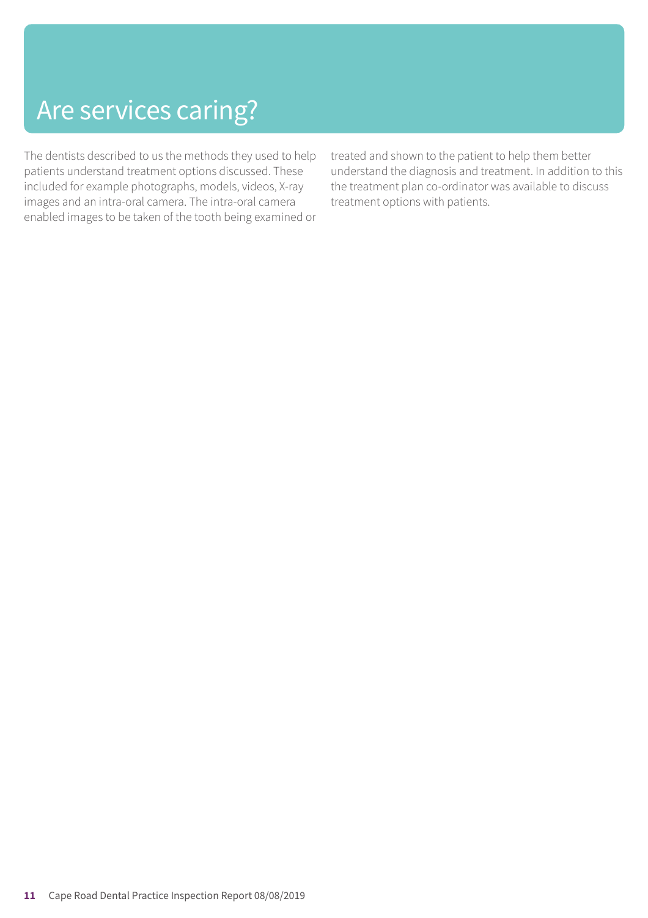# Are services caring?

The dentists described to us the methods they used to help patients understand treatment options discussed. These included for example photographs, models, videos, X-ray images and an intra-oral camera. The intra-oral camera enabled images to be taken of the tooth being examined or treated and shown to the patient to help them better understand the diagnosis and treatment. In addition to this the treatment plan co-ordinator was available to discuss treatment options with patients.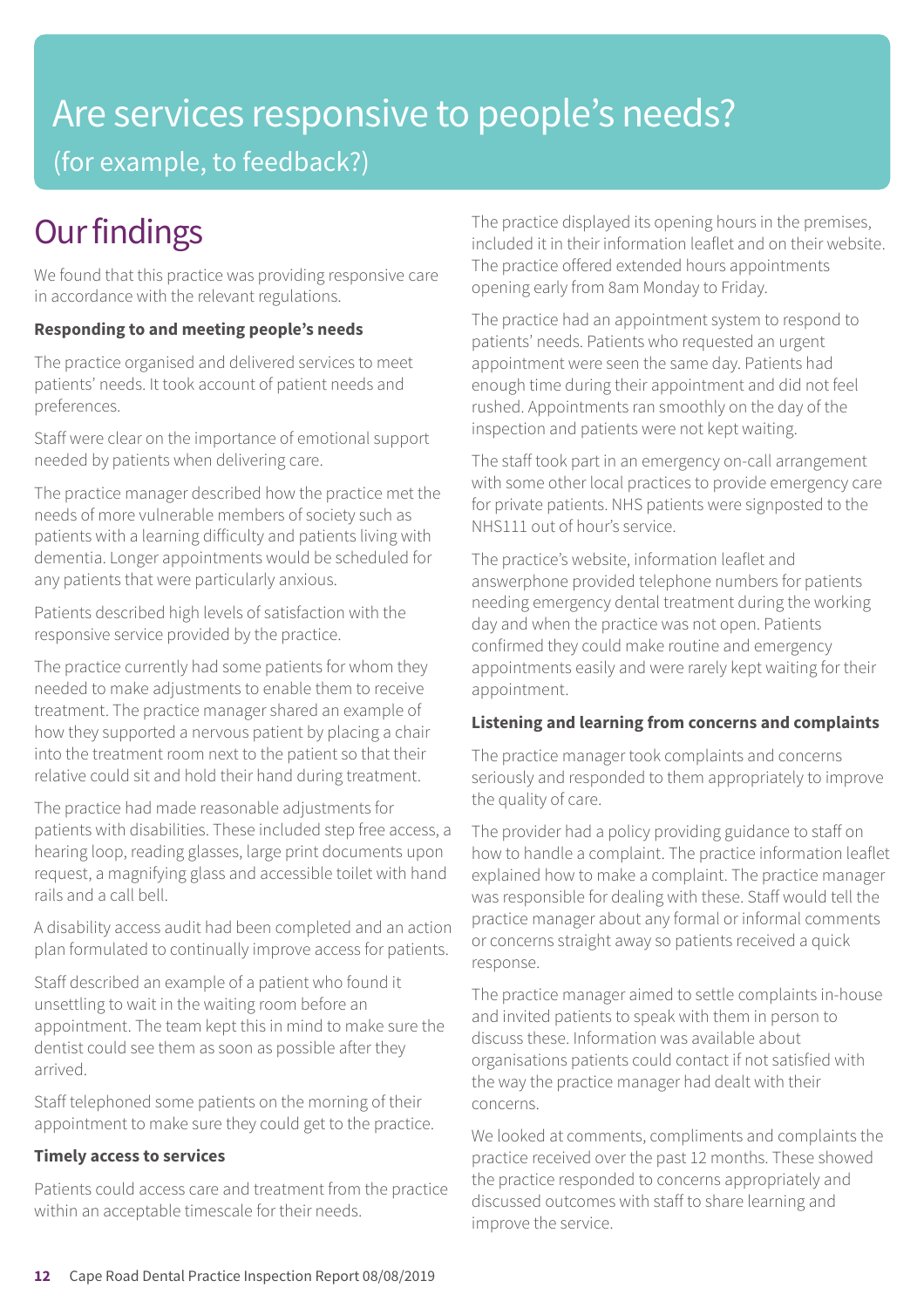# Are services responsive to people's needs?

(for example, to feedback?)

## Our findings

We found that this practice was providing responsive care in accordance with the relevant regulations.

### Responding to and meeting people's needs

The practice organised and delivered services to meet patients' needs. It took account of patient needs and preferences.

Staff were clear on the importance of emotional support needed by patients when delivering care.

The practice manager described how the practice met the needs of more vulnerable members of society such as patients with a learning difficulty and patients living with dementia. Longer appointments would be scheduled for any patients that were particularly anxious.

Patients described high levels of satisfaction with the responsive service provided by the practice.

The practice currently had some patients for whom they needed to make adjustments to enable them to receive treatment. The practice manager shared an example of how they supported a nervous patient by placing a chair into the treatment room next to the patient so that their relative could sit and hold their hand during treatment.

The practice had made reasonable adjustments for patients with disabilities. These included step free access, a hearing loop, reading glasses, large print documents upon request, a magnifying glass and accessible toilet with hand rails and a call bell.

A disability access audit had been completed and an action plan formulated to continually improve access for patients.

Staff described an example of a patient who found it unsettling to wait in the waiting room before an appointment. The team kept this in mind to make sure the dentist could see them as soon as possible after they arrived.

Staff telephoned some patients on the morning of their appointment to make sure they could get to the practice.

### Timely access to services

Patients could access care and treatment from the practice within an acceptable timescale for their needs.

The practice displayed its opening hours in the premises, included it in their information leaflet and on their website. The practice offered extended hours appointments opening early from 8am Monday to Friday.

The practice had an appointment system to respond to patients' needs. Patients who requested an urgent appointment were seen the same day. Patients had enough time during their appointment and did not feel rushed. Appointments ran smoothly on the day of the inspection and patients were not kept waiting.

The staff took part in an emergency on-call arrangement with some other local practices to provide emergency care for private patients. NHS patients were signposted to the NHS111 out of hour's service.

The practice's website, information leaflet and answerphone provided telephone numbers for patients needing emergency dental treatment during the working day and when the practice was not open. Patients confirmed they could make routine and emergency appointments easily and were rarely kept waiting for their appointment.

### Listening and learning from concerns and complaints

The practice manager took complaints and concerns seriously and responded to them appropriately to improve the quality of care.

The provider had a policy providing guidance to staff on how to handle a complaint. The practice information leaflet explained how to make a complaint. The practice manager was responsible for dealing with these. Staff would tell the practice manager about any formal or informal comments or concerns straight away so patients received a quick response.

The practice manager aimed to settle complaints in-house and invited patients to speak with them in person to discuss these. Information was available about organisations patients could contact if not satisfied with the way the practice manager had dealt with their concerns.

We looked at comments, compliments and complaints the practice received over the past 12 months. These showed the practice responded to concerns appropriately and discussed outcomes with staff to share learning and improve the service.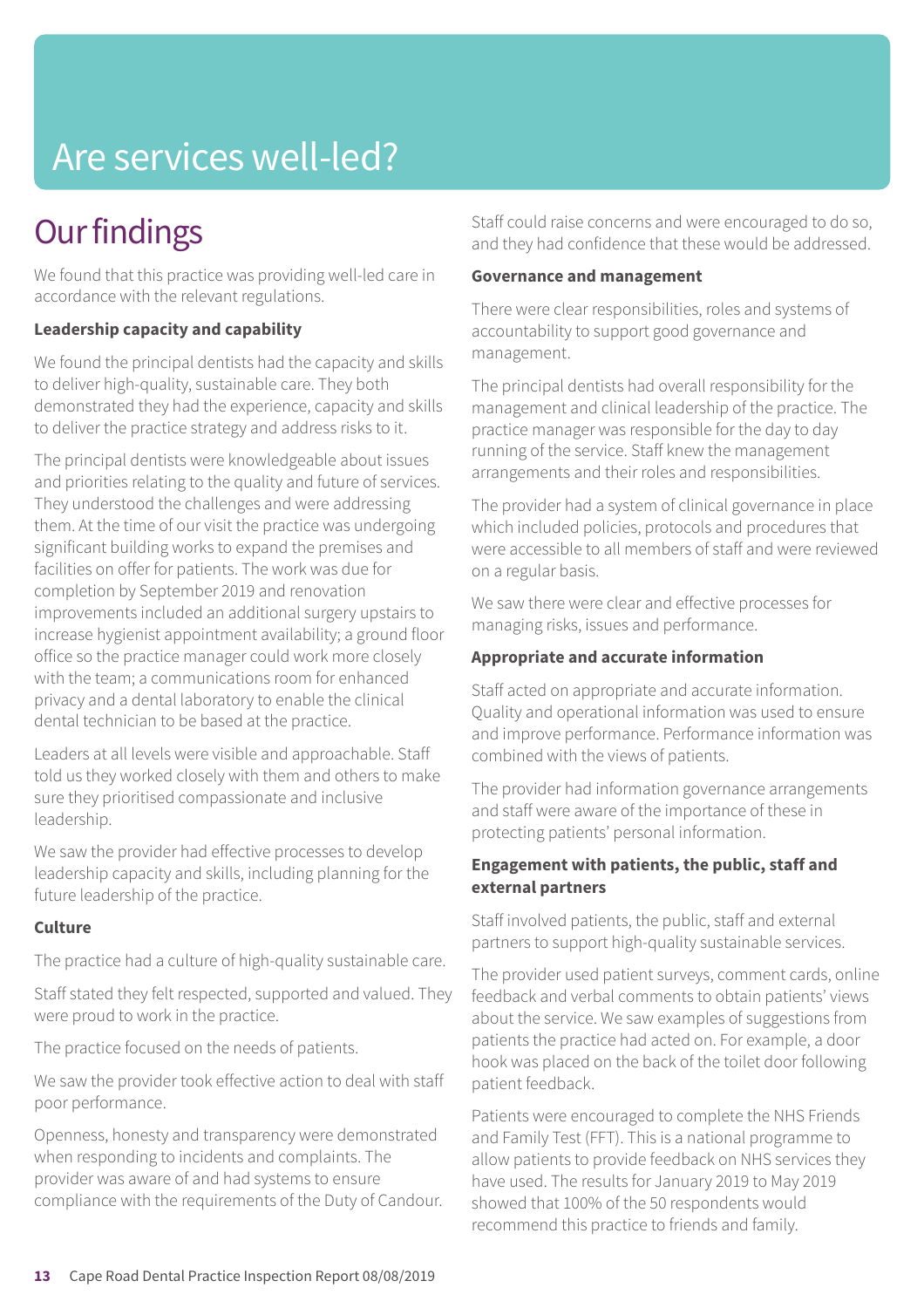# Are services well-led?

## Our findings

We found that this practice was providing well-led care in accordance with the relevant regulations.

**Leadership capacity and capability**

We found the principal dentists had the capacity and skills to deliver high-quality, sustainable care. They both demonstrated they had the experience, capacity and skills to deliver the practice strategy and address risks to it.

The principal dentists were knowledgeable about issues and priorities relating to the quality and future of services. They understood the challenges and were addressing them. At the time of our visit the practice was undergoing significant building works to expand the premises and facilities on offer for patients. The work was due for completion by September 2019 and renovation improvements included an additional surgery upstairs to increase hygienist appointment availability; a ground floor office so the practice manager could work more closely with the team; a communications room for enhanced privacy and a dental laboratory to enable the clinical dental technician to be based at the practice.

Leaders at all levels were visible and approachable. Staff told us they worked closely with them and others to make sure they prioritised compassionate and inclusive leadership.

We saw the provider had effective processes to develop leadership capacity and skills, including planning for the future leadership of the practice.

**Culture**

The practice had a culture of high-quality sustainable care.

Staff stated they felt respected, supported and valued. They were proud to work in the practice.

The practice focused on the needs of patients.

We saw the provider took effective action to deal with staff poor performance.

Openness, honesty and transparency were demonstrated when responding to incidents and complaints. The provider was aware of and had systems to ensure compliance with the requirements of the Duty of Candour.

Staff could raise concerns and were encouraged to do so, and they had confidence that these would be addressed.

**Governance and management**

There were clear responsibilities, roles and systems of accountability to support good governance and management.

The principal dentists had overall responsibility for the management and clinical leadership of the practice. The practice manager was responsible for the day to day running of the service. Staff knew the management arrangements and their roles and responsibilities.

The provider had a system of clinical governance in place which included policies, protocols and procedures that were accessible to all members of staff and were reviewed on a regular basis.

We saw there were clear and effective processes for managing risks, issues and performance.

**Appropriate and accurate information**

Staff acted on appropriate and accurate information. Quality and operational information was used to ensure and improve performance. Performance information was combined with the views of patients.

The provider had information governance arrangements and staff were aware of the importance of these in protecting patients' personal information.

**Engagement with patients, the public, staff and external partners**

Staff involved patients, the public, staff and external partners to support high-quality sustainable services.

The provider used patient surveys, comment cards, online feedback and verbal comments to obtain patients' views about the service. We saw examples of suggestions from patients the practice had acted on. For example, a door hook was placed on the back of the toilet door following patient feedback.

Patients were encouraged to complete the NHS Friends and Family Test (FFT). This is a national programme to allow patients to provide feedback on NHS services they have used. The results for January 2019 to May 2019 showed that 100% of the 50 respondents would recommend this practice to friends and family.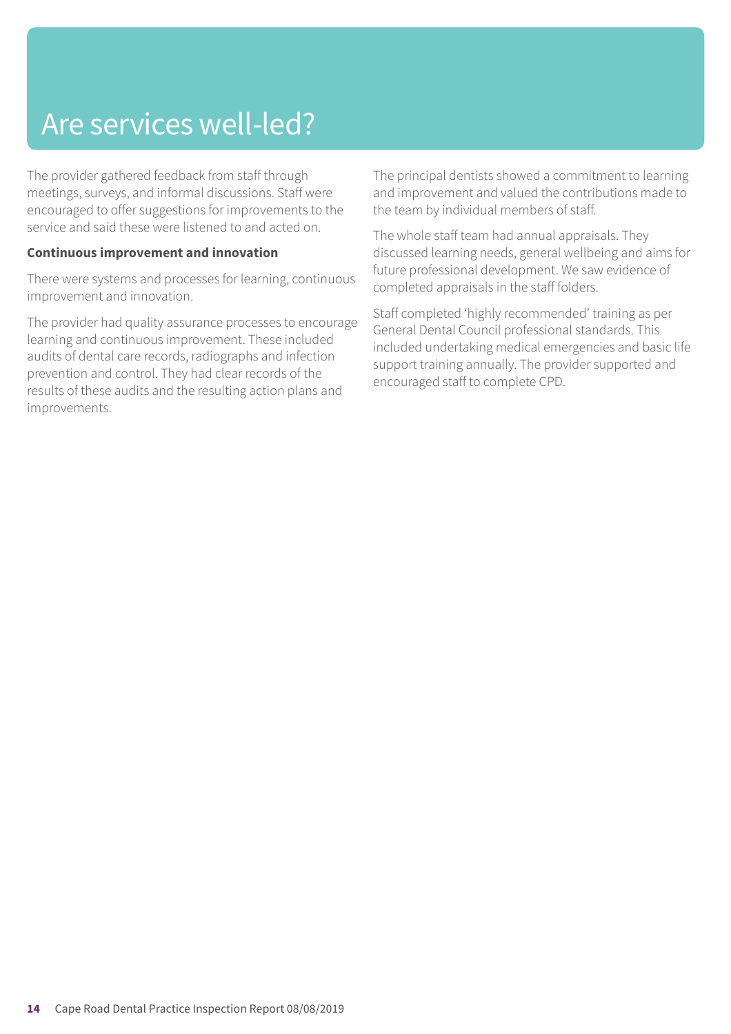# Are services well-led?

The provider gathered feedback from staff through meetings, surveys, and informal discussions. Staff were encouraged to offer suggestions for improvements to the service and said these were listened to and acted on.

**Continuous improvement and innovation**

There were systems and processes for learning, continuous improvement and innovation.

The provider had quality assurance processes to encourage learning and continuous improvement. These included audits of dental care records, radiographs and infection prevention and control. They had clear records of the results of these audits and the resulting action plans and improvements.

The principal dentists showed a commitment to learning and improvement and valued the contributions made to the team by individual members of staff.

The whole staff team had annual appraisals. They discussed learning needs, general wellbeing and aims for future professional development. We saw evidence of completed appraisals in the staff folders.

Staff completed 'highly recommended' training as per General Dental Council professional standards. This included undertaking medical emergencies and basic life support training annually. The provider supported and encouraged staff to complete CPD.